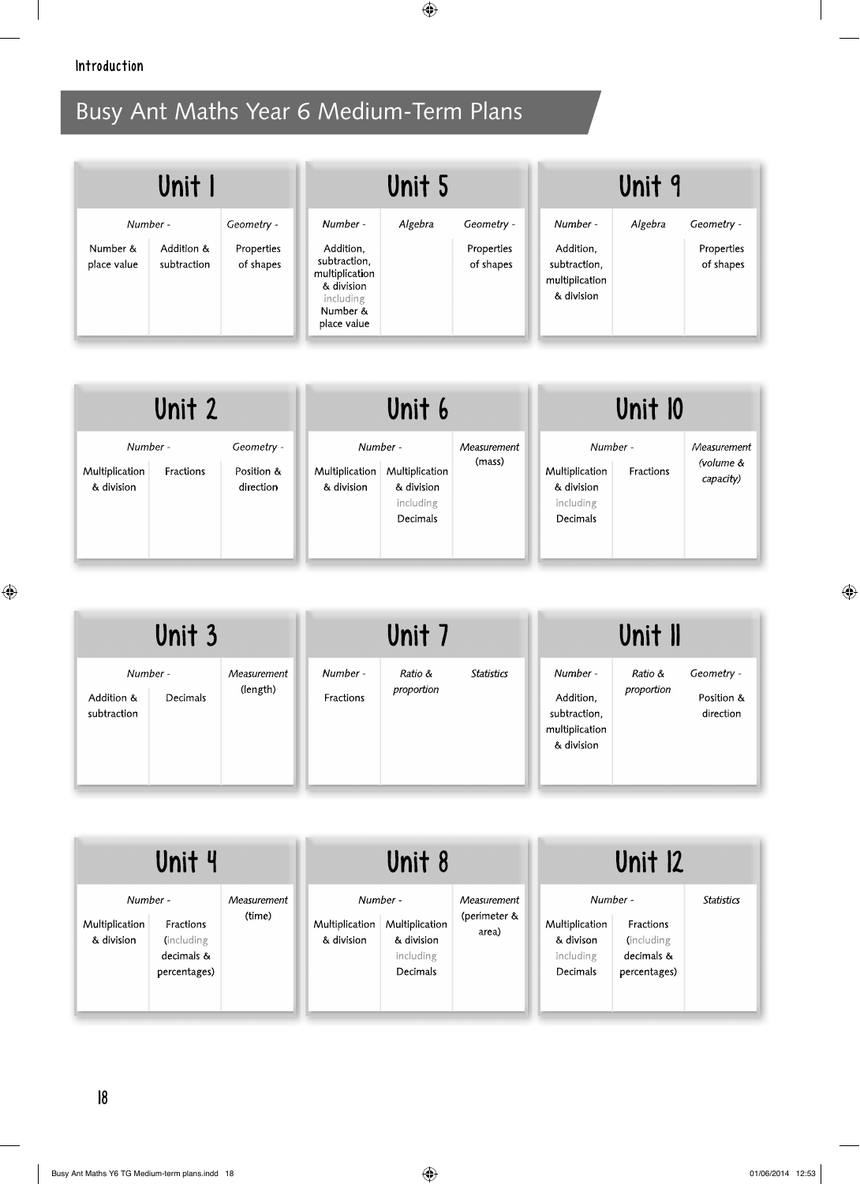# Busy Ant Maths Year 6 Medium-Term Plans

## Unit 1

| *Number -* | | *Geometry -* |
|---|---|---|
| Number & place value | Addition & subtraction | Properties of shapes |

## Unit 2

| *Number -* | | *Geometry -* |
|---|---|---|
| Multiplication & division | Fractions | Position & direction |

## Unit 3

| *Number -* | | *Measurement* |
|---|---|---|
| Addition & subtraction | Decimals | (length) |

## Unit 4

| *Number -* | | *Measurement* |
|---|---|---|
| Multiplication & division | Fractions (including decimals & percentages) | (time) |

## Unit 5

| *Number -* | *Algebra* | *Geometry -* |
|---|---|---|
| Addition, subtraction, multiplication & division including Number & place value | | Properties of shapes |

## Unit 6

| *Number -* | | *Measurement* |
|---|---|---|
| Multiplication & division | Multiplication & division including Decimals | (mass) |

## Unit 7

| *Number -* | *Ratio & proportion* | *Statistics* |
|---|---|---|
| Fractions | | |

## Unit 8

| *Number -* | | *Measurement* |
|---|---|---|
| Multiplication & division | Multiplication & division including Decimals | (perimeter & area) |

## Unit 9

| *Number -* | *Algebra* | *Geometry -* |
|---|---|---|
| Addition, subtraction, multiplication & division | | Properties of shapes |

## Unit 10

| *Number -* | | *Measurement* |
|---|---|---|
| Multiplication & division including Decimals | Fractions | *(volume & capacity)* |

## Unit 11

| *Number -* | *Ratio & proportion* | *Geometry -* |
|---|---|---|
| Addition, subtraction, multiplication & division | | Position & direction |

## Unit 12

| *Number -* | | *Statistics* |
|---|---|---|
| Multiplication & divison including Decimals | Fractions (including decimals & percentages) | |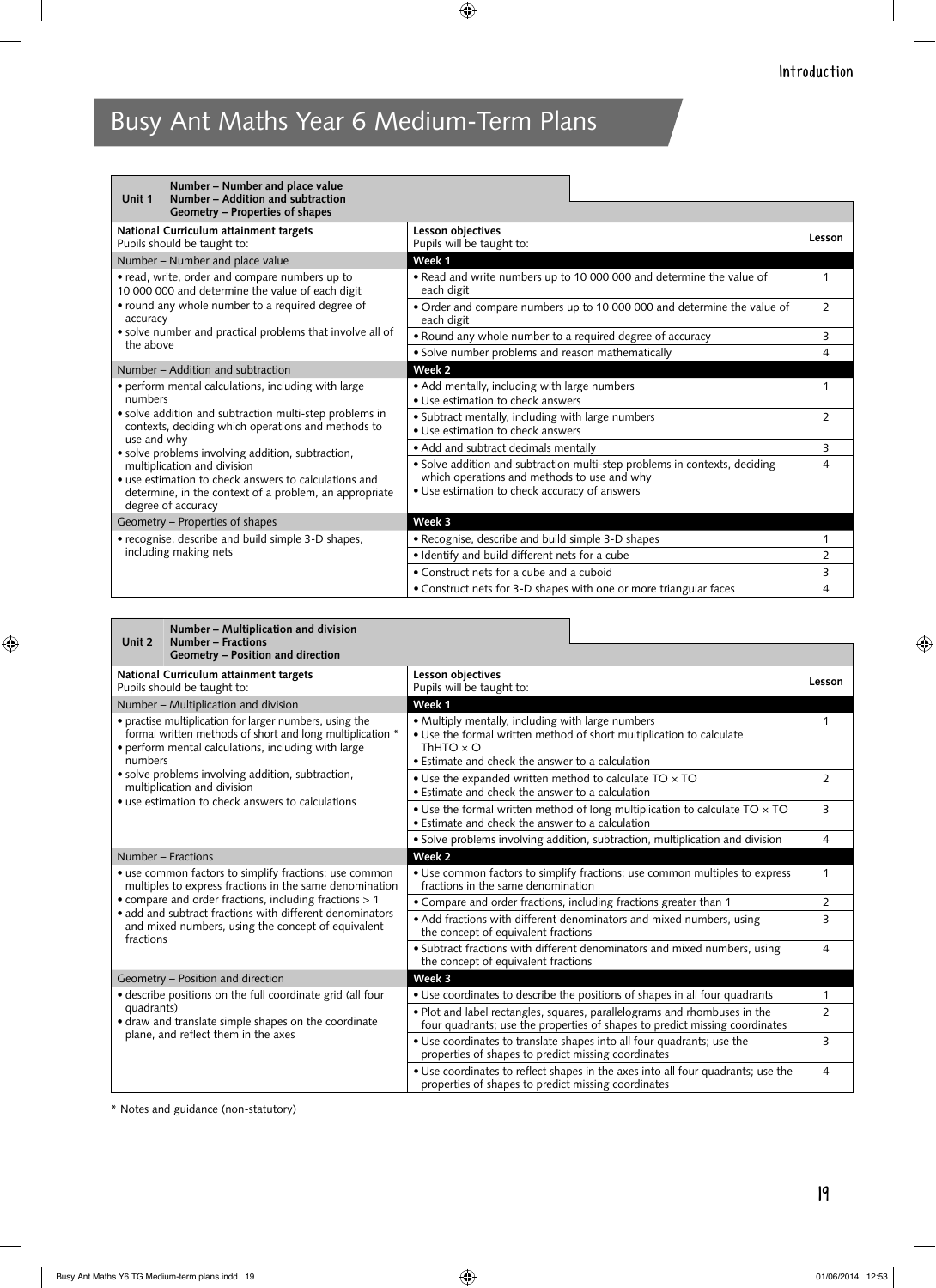# Busy Ant Maths Year 6 Medium-Term Plans

| Unit 1 | Number – Number and place value<br>Number – Addition and subtraction<br>Geometry – Properties of shapes | |
|---|---|---|
| **National Curriculum attainment targets**<br>Pupils should be taught to: | **Lesson objectives**<br>Pupils will be taught to: | **Lesson** |
| Number – Number and place value | **Week 1** | |
| • read, write, order and compare numbers up to 10 000 000 and determine the value of each digit<br>• round any whole number to a required degree of accuracy<br>• solve number and practical problems that involve all of the above | • Read and write numbers up to 10 000 000 and determine the value of each digit | 1 |
| | • Order and compare numbers up to 10 000 000 and determine the value of each digit | 2 |
| | • Round any whole number to a required degree of accuracy | 3 |
| | • Solve number problems and reason mathematically | 4 |
| Number – Addition and subtraction | **Week 2** | |
| • perform mental calculations, including with large numbers<br>• solve addition and subtraction multi-step problems in contexts, deciding which operations and methods to use and why<br>• solve problems involving addition, subtraction, multiplication and division<br>• use estimation to check answers to calculations and determine, in the context of a problem, an appropriate degree of accuracy | • Add mentally, including with large numbers<br>• Use estimation to check answers | 1 |
| | • Subtract mentally, including with large numbers<br>• Use estimation to check answers | 2 |
| | • Add and subtract decimals mentally | 3 |
| | • Solve addition and subtraction multi-step problems in contexts, deciding which operations and methods to use and why<br>• Use estimation to check accuracy of answers | 4 |
| Geometry – Properties of shapes | **Week 3** | |
| • recognise, describe and build simple 3-D shapes, including making nets | • Recognise, describe and build simple 3-D shapes | 1 |
| | • Identify and build different nets for a cube | 2 |
| | • Construct nets for a cube and a cuboid | 3 |
| | • Construct nets for 3-D shapes with one or more triangular faces | 4 |

| Unit 2 | Number – Multiplication and division<br>Number – Fractions<br>Geometry – Position and direction | |
|---|---|---|
| **National Curriculum attainment targets**<br>Pupils should be taught to: | **Lesson objectives**<br>Pupils will be taught to: | **Lesson** |
| Number – Multiplication and division | **Week 1** | |
| • practise multiplication for larger numbers, using the formal written methods of short and long multiplication *<br>• perform mental calculations, including with large numbers<br>• solve problems involving addition, subtraction, multiplication and division<br>• use estimation to check answers to calculations | • Multiply mentally, including with large numbers<br>• Use the formal written method of short multiplication to calculate ThHTO × O<br>• Estimate and check the answer to a calculation | 1 |
| | • Use the expanded written method to calculate TO × TO<br>• Estimate and check the answer to a calculation | 2 |
| | • Use the formal written method of long multiplication to calculate TO × TO<br>• Estimate and check the answer to a calculation | 3 |
| | • Solve problems involving addition, subtraction, multiplication and division | 4 |
| Number – Fractions | **Week 2** | |
| • use common factors to simplify fractions; use common multiples to express fractions in the same denomination<br>• compare and order fractions, including fractions > 1<br>• add and subtract fractions with different denominators and mixed numbers, using the concept of equivalent fractions | • Use common factors to simplify fractions; use common multiples to express fractions in the same denomination | 1 |
| | • Compare and order fractions, including fractions greater than 1 | 2 |
| | • Add fractions with different denominators and mixed numbers, using the concept of equivalent fractions | 3 |
| | • Subtract fractions with different denominators and mixed numbers, using the concept of equivalent fractions | 4 |
| Geometry – Position and direction | **Week 3** | |
| • describe positions on the full coordinate grid (all four quadrants)<br>• draw and translate simple shapes on the coordinate plane, and reflect them in the axes | • Use coordinates to describe the positions of shapes in all four quadrants | 1 |
| | • Plot and label rectangles, squares, parallelograms and rhombuses in the four quadrants; use the properties of shapes to predict missing coordinates | 2 |
| | • Use coordinates to translate shapes into all four quadrants; use the properties of shapes to predict missing coordinates | 3 |
| | • Use coordinates to reflect shapes in the axes into all four quadrants; use the properties of shapes to predict missing coordinates | 4 |

* Notes and guidance (non-statutory)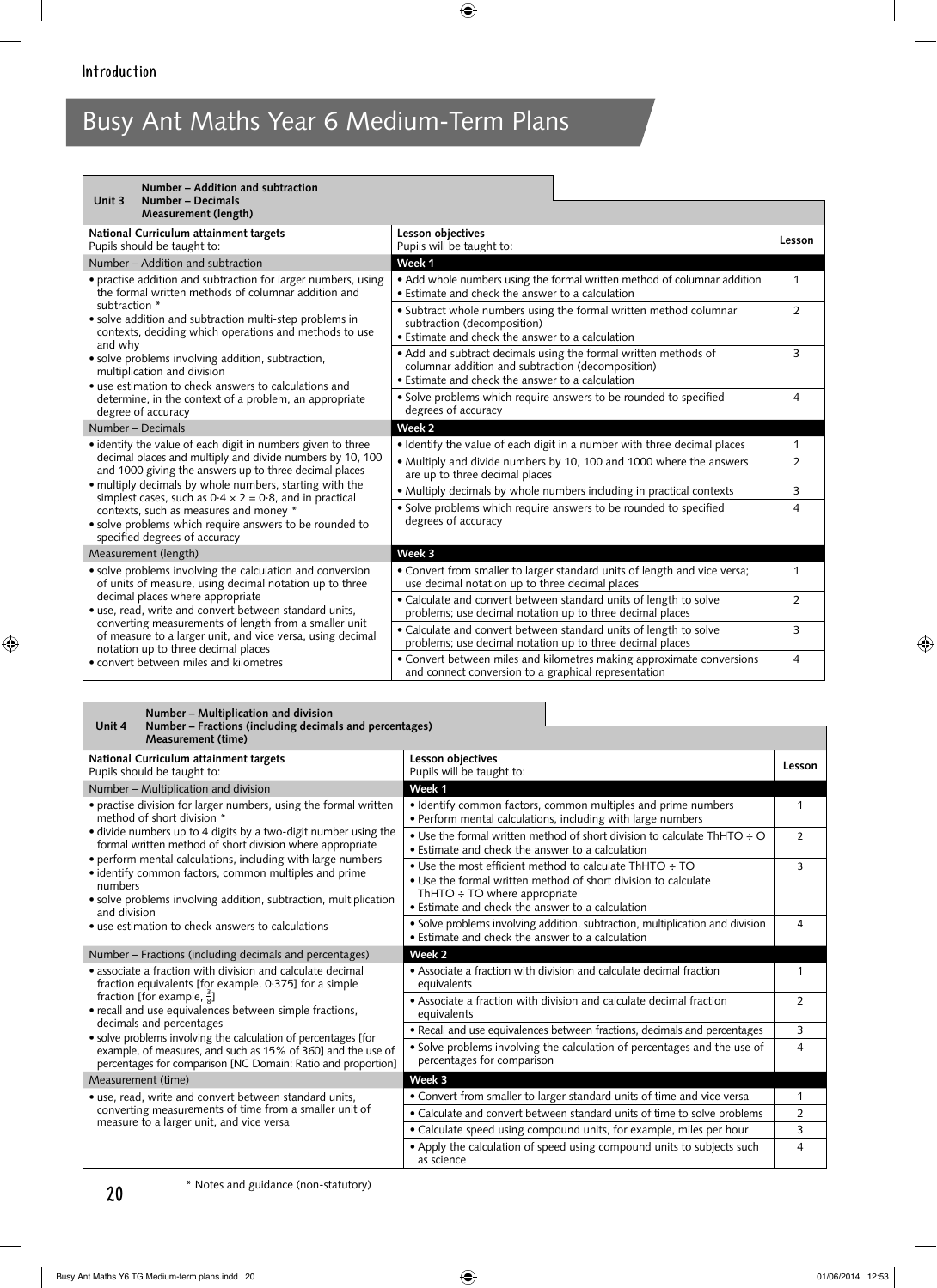## Introduction

# Busy Ant Maths Year 6 Medium-Term Plans

**Unit 3** — **Number – Addition and subtraction / Number – Decimals / Measurement (length)**

| National Curriculum attainment targets<br>Pupils should be taught to: | Lesson objectives<br>Pupils will be taught to: | Lesson |
|---|---|---|
| Number – Addition and subtraction | **Week 1** | |
| • practise addition and subtraction for larger numbers, using the formal written methods of columnar addition and subtraction *<br>• solve addition and subtraction multi-step problems in contexts, deciding which operations and methods to use and why<br>• solve problems involving addition, subtraction, multiplication and division<br>• use estimation to check answers to calculations and determine, in the context of a problem, an appropriate degree of accuracy | • Add whole numbers using the formal written method of columnar addition<br>• Estimate and check the answer to a calculation | 1 |
| | • Subtract whole numbers using the formal written method columnar subtraction (decomposition)<br>• Estimate and check the answer to a calculation | 2 |
| | • Add and subtract decimals using the formal written methods of columnar addition and subtraction (decomposition)<br>• Estimate and check the answer to a calculation | 3 |
| | • Solve problems which require answers to be rounded to specified degrees of accuracy | 4 |
| Number – Decimals | **Week 2** | |
| • identify the value of each digit in numbers given to three decimal places and multiply and divide numbers by 10, 100 and 1000 giving the answers up to three decimal places<br>• multiply decimals by whole numbers, starting with the simplest cases, such as 0·4 × 2 = 0·8, and in practical contexts, such as measures and money *<br>• solve problems which require answers to be rounded to specified degrees of accuracy | • Identify the value of each digit in a number with three decimal places | 1 |
| | • Multiply and divide numbers by 10, 100 and 1000 where the answers are up to three decimal places | 2 |
| | • Multiply decimals by whole numbers including in practical contexts | 3 |
| | • Solve problems which require answers to be rounded to specified degrees of accuracy | 4 |
| Measurement (length) | **Week 3** | |
| • solve problems involving the calculation and conversion of units of measure, using decimal notation up to three decimal places where appropriate<br>• use, read, write and convert between standard units, converting measurements of length from a smaller unit of measure to a larger unit, and vice versa, using decimal notation up to three decimal places<br>• convert between miles and kilometres | • Convert from smaller to larger standard units of length and vice versa; use decimal notation up to three decimal places | 1 |
| | • Calculate and convert between standard units of length to solve problems; use decimal notation up to three decimal places | 2 |
| | • Calculate and convert between standard units of length to solve problems; use decimal notation up to three decimal places | 3 |
| | • Convert between miles and kilometres making approximate conversions and connect conversion to a graphical representation | 4 |

**Unit 4** — **Number – Multiplication and division / Number – Fractions (including decimals and percentages) / Measurement (time)**

| National Curriculum attainment targets<br>Pupils should be taught to: | Lesson objectives<br>Pupils will be taught to: | Lesson |
|---|---|---|
| Number – Multiplication and division | **Week 1** | |
| • practise division for larger numbers, using the formal written method of short division *<br>• divide numbers up to 4 digits by a two-digit number using the formal written method of short division where appropriate<br>• perform mental calculations, including with large numbers<br>• identify common factors, common multiples and prime numbers<br>• solve problems involving addition, subtraction, multiplication and division<br>• use estimation to check answers to calculations | • Identify common factors, common multiples and prime numbers<br>• Perform mental calculations, including with large numbers | 1 |
| | • Use the formal written method of short division to calculate ThHTO ÷ O<br>• Estimate and check the answer to a calculation | 2 |
| | • Use the most efficient method to calculate ThHTO ÷ TO<br>• Use the formal written method of short division to calculate ThHTO ÷ TO where appropriate<br>• Estimate and check the answer to a calculation | 3 |
| | • Solve problems involving addition, subtraction, multiplication and division<br>• Estimate and check the answer to a calculation | 4 |
| Number – Fractions (including decimals and percentages) | **Week 2** | |
| • associate a fraction with division and calculate decimal fraction equivalents [for example, 0·375] for a simple fraction [for example, $\frac{3}{8}$]<br>• recall and use equivalences between simple fractions, decimals and percentages<br>• solve problems involving the calculation of percentages [for example, of measures, and such as 15% of 360] and the use of percentages for comparison [NC Domain: Ratio and proportion] | • Associate a fraction with division and calculate decimal fraction equivalents | 1 |
| | • Associate a fraction with division and calculate decimal fraction equivalents | 2 |
| | • Recall and use equivalences between fractions, decimals and percentages | 3 |
| | • Solve problems involving the calculation of percentages and the use of percentages for comparison | 4 |
| Measurement (time) | **Week 3** | |
| • use, read, write and convert between standard units, converting measurements of time from a smaller unit of measure to a larger unit, and vice versa | • Convert from smaller to larger standard units of time and vice versa | 1 |
| | • Calculate and convert between standard units of time to solve problems | 2 |
| | • Calculate speed using compound units, for example, miles per hour | 3 |
| | • Apply the calculation of speed using compound units to subjects such as science | 4 |

\* Notes and guidance (non-statutory)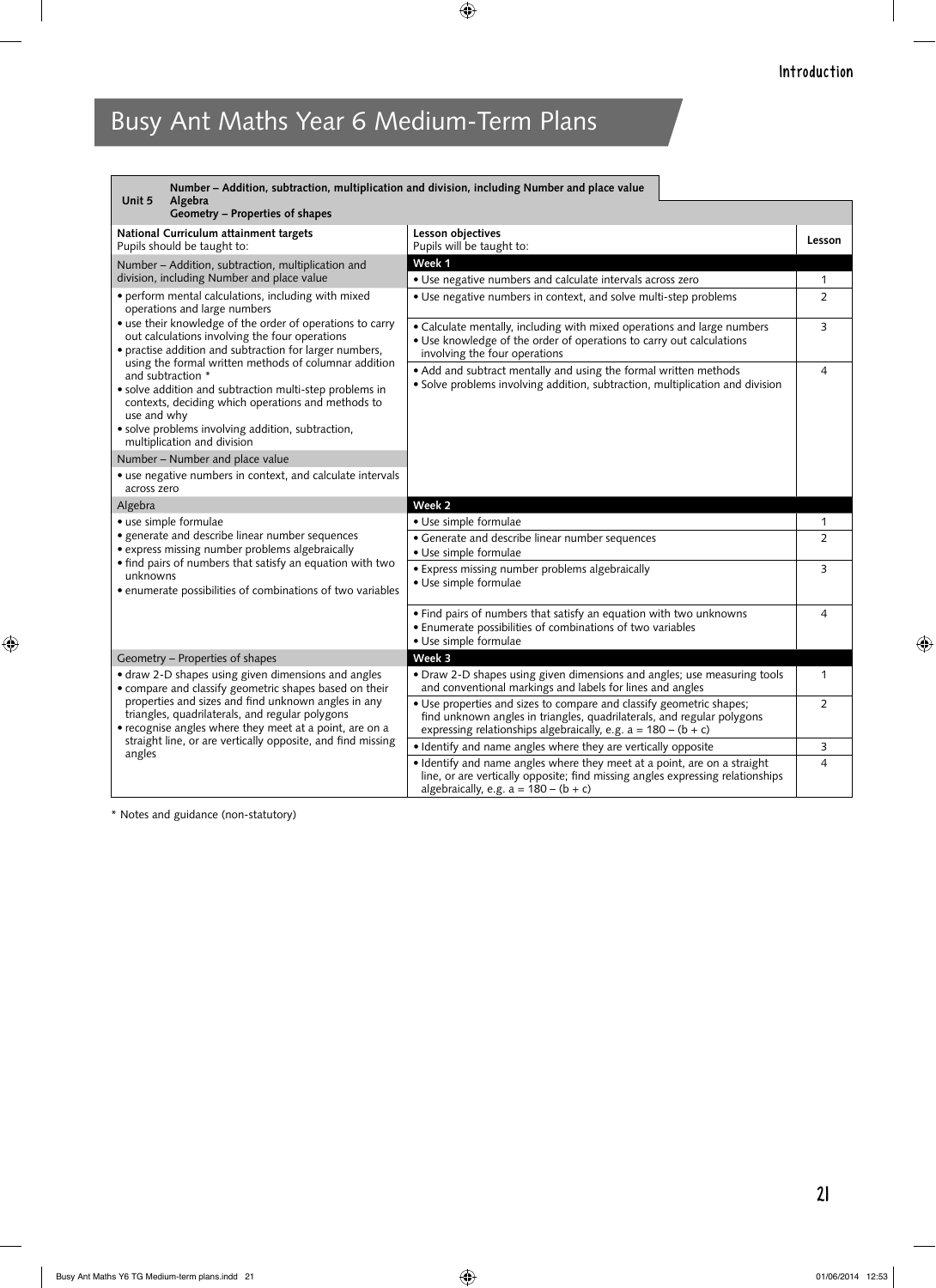# Busy Ant Maths Year 6 Medium-Term Plans

| Unit 5 | Number – Addition, subtraction, multiplication and division, including Number and place value<br>Algebra<br>Geometry – Properties of shapes | |
|---|---|---|
| **National Curriculum attainment targets**<br>Pupils should be taught to: | **Lesson objectives**<br>Pupils will be taught to: | **Lesson** |
| Number – Addition, subtraction, multiplication and division, including Number and place value | **Week 1** | |
| • perform mental calculations, including with mixed operations and large numbers<br>• use their knowledge of the order of operations to carry out calculations involving the four operations<br>• practise addition and subtraction for larger numbers, using the formal written methods of columnar addition and subtraction *<br>• solve addition and subtraction multi-step problems in contexts, deciding which operations and methods to use and why<br>• solve problems involving addition, subtraction, multiplication and division | • Use negative numbers and calculate intervals across zero | 1 |
| | • Use negative numbers in context, and solve multi-step problems | 2 |
| | • Calculate mentally, including with mixed operations and large numbers<br>• Use knowledge of the order of operations to carry out calculations involving the four operations | 3 |
| Number – Number and place value<br>• use negative numbers in context, and calculate intervals across zero | • Add and subtract mentally and using the formal written methods<br>• Solve problems involving addition, subtraction, multiplication and division | 4 |
| Algebra | **Week 2** | |
| • use simple formulae<br>• generate and describe linear number sequences<br>• express missing number problems algebraically<br>• find pairs of numbers that satisfy an equation with two unknowns<br>• enumerate possibilities of combinations of two variables | • Use simple formulae | 1 |
| | • Generate and describe linear number sequences<br>• Use simple formulae | 2 |
| | • Express missing number problems algebraically<br>• Use simple formulae | 3 |
| | • Find pairs of numbers that satisfy an equation with two unknowns<br>• Enumerate possibilities of combinations of two variables<br>• Use simple formulae | 4 |
| Geometry – Properties of shapes | **Week 3** | |
| • draw 2-D shapes using given dimensions and angles<br>• compare and classify geometric shapes based on their properties and sizes and find unknown angles in any triangles, quadrilaterals, and regular polygons<br>• recognise angles where they meet at a point, are on a straight line, or are vertically opposite, and find missing angles | • Draw 2-D shapes using given dimensions and angles; use measuring tools and conventional markings and labels for lines and angles | 1 |
| | • Use properties and sizes to compare and classify geometric shapes; find unknown angles in triangles, quadrilaterals, and regular polygons expressing relationships algebraically, e.g. $a = 180 - (b + c)$ | 2 |
| | • Identify and name angles where they are vertically opposite | 3 |
| | • Identify and name angles where they meet at a point, are on a straight line, or are vertically opposite; find missing angles expressing relationships algebraically, e.g. $a = 180 - (b + c)$ | 4 |

\* Notes and guidance (non-statutory)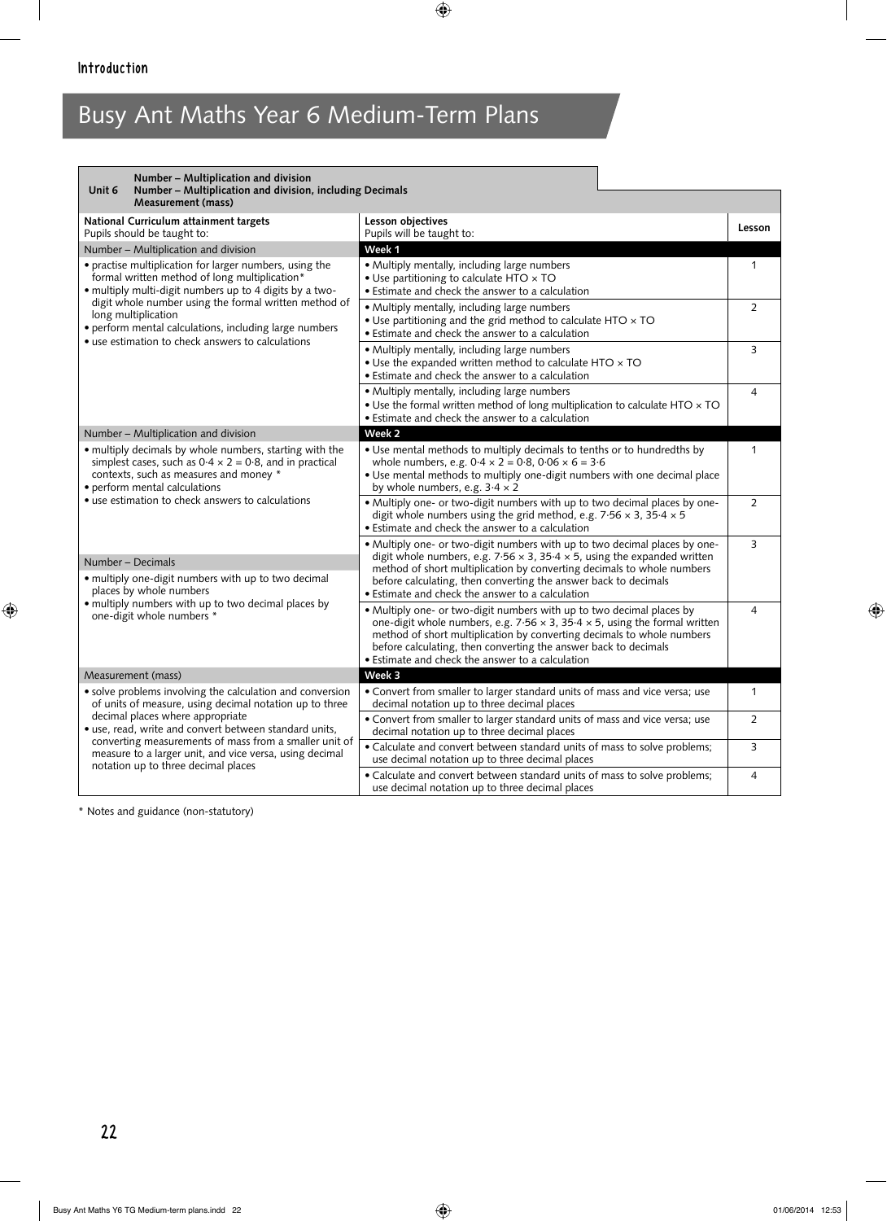# Busy Ant Maths Year 6 Medium-Term Plans

**Unit 6** — **Number – Multiplication and division**
**Number – Multiplication and division, including Decimals**
**Measurement (mass)**

| **National Curriculum attainment targets**<br>Pupils should be taught to: | **Lesson objectives**<br>Pupils will be taught to: | **Lesson** |
|---|---|---|
| Number – Multiplication and division | **Week 1** | |
| • practise multiplication for larger numbers, using the formal written method of long multiplication*<br>• multiply multi-digit numbers up to 4 digits by a two-digit whole number using the formal written method of long multiplication<br>• perform mental calculations, including large numbers<br>• use estimation to check answers to calculations | • Multiply mentally, including large numbers<br>• Use partitioning to calculate HTO × TO<br>• Estimate and check the answer to a calculation | 1 |
| | • Multiply mentally, including large numbers<br>• Use partitioning and the grid method to calculate HTO × TO<br>• Estimate and check the answer to a calculation | 2 |
| | • Multiply mentally, including large numbers<br>• Use the expanded written method to calculate HTO × TO<br>• Estimate and check the answer to a calculation | 3 |
| | • Multiply mentally, including large numbers<br>• Use the formal written method of long multiplication to calculate HTO × TO<br>• Estimate and check the answer to a calculation | 4 |
| Number – Multiplication and division | **Week 2** | |
| • multiply decimals by whole numbers, starting with the simplest cases, such as 0·4 × 2 = 0·8, and in practical contexts, such as measures and money *<br>• perform mental calculations<br>• use estimation to check answers to calculations | • Use mental methods to multiply decimals to tenths or to hundredths by whole numbers, e.g. 0·4 × 2 = 0·8, 0·06 × 6 = 3·6<br>• Use mental methods to multiply one-digit numbers with one decimal place by whole numbers, e.g. 3·4 × 2 | 1 |
| | • Multiply one- or two-digit numbers with up to two decimal places by one-digit whole numbers using the grid method, e.g. 7·56 × 3, 35·4 × 5<br>• Estimate and check the answer to a calculation | 2 |
| Number – Decimals<br>• multiply one-digit numbers with up to two decimal places by whole numbers<br>• multiply numbers with up to two decimal places by one-digit whole numbers * | • Multiply one- or two-digit numbers with up to two decimal places by one-digit whole numbers, e.g. 7·56 × 3, 35·4 × 5, using the expanded written method of short multiplication by converting decimals to whole numbers before calculating, then converting the answer back to decimals<br>• Estimate and check the answer to a calculation | 3 |
| | • Multiply one- or two-digit numbers with up to two decimal places by one-digit whole numbers, e.g. 7·56 × 3, 35·4 × 5, using the formal written method of short multiplication by converting decimals to whole numbers before calculating, then converting the answer back to decimals<br>• Estimate and check the answer to a calculation | 4 |
| Measurement (mass) | **Week 3** | |
| • solve problems involving the calculation and conversion of units of measure, using decimal notation up to three decimal places where appropriate<br>• use, read, write and convert between standard units, converting measurements of mass from a smaller unit of measure to a larger unit, and vice versa, using decimal notation up to three decimal places | • Convert from smaller to larger standard units of mass and vice versa; use decimal notation up to three decimal places | 1 |
| | • Convert from smaller to larger standard units of mass and vice versa; use decimal notation up to three decimal places | 2 |
| | • Calculate and convert between standard units of mass to solve problems; use decimal notation up to three decimal places | 3 |
| | • Calculate and convert between standard units of mass to solve problems; use decimal notation up to three decimal places | 4 |

\* Notes and guidance (non-statutory)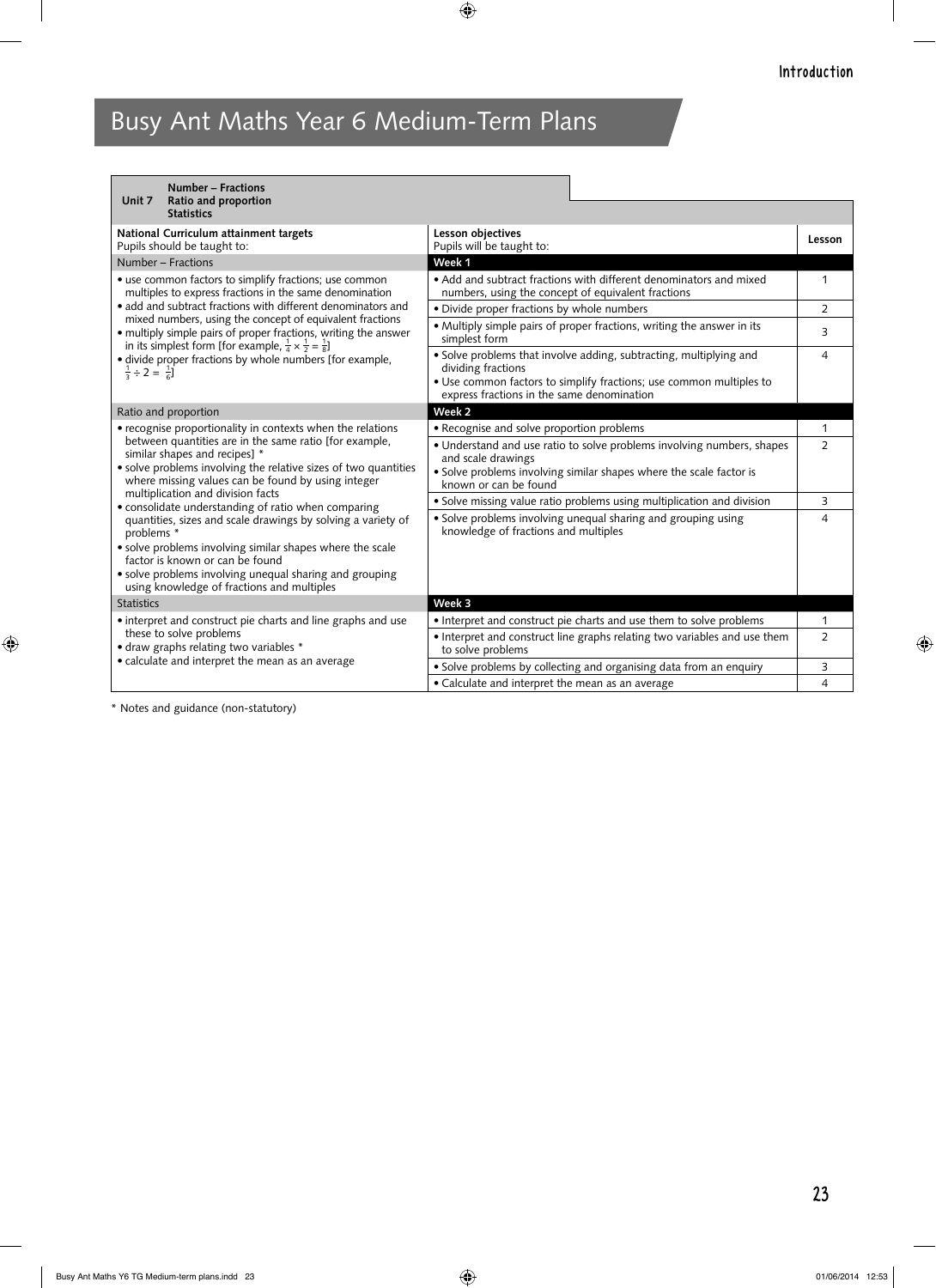# Busy Ant Maths Year 6 Medium-Term Plans

| **Unit 7** | **Number – Fractions**<br>**Ratio and proportion**<br>**Statistics** | |
|---|---|---|
| **National Curriculum attainment targets**<br>Pupils should be taught to: | **Lesson objectives**<br>Pupils will be taught to: | **Lesson** |
| Number – Fractions | **Week 1** | |
| • use common factors to simplify fractions; use common multiples to express fractions in the same denomination<br>• add and subtract fractions with different denominators and mixed numbers, using the concept of equivalent fractions<br>• multiply simple pairs of proper fractions, writing the answer in its simplest form [for example, $\frac{1}{4} \times \frac{1}{2} = \frac{1}{8}$]<br>• divide proper fractions by whole numbers [for example, $\frac{1}{3} \div 2 = \frac{1}{6}$] | • Add and subtract fractions with different denominators and mixed numbers, using the concept of equivalent fractions | 1 |
| | • Divide proper fractions by whole numbers | 2 |
| | • Multiply simple pairs of proper fractions, writing the answer in its simplest form | 3 |
| | • Solve problems that involve adding, subtracting, multiplying and dividing fractions<br>• Use common factors to simplify fractions; use common multiples to express fractions in the same denomination | 4 |
| Ratio and proportion | **Week 2** | |
| • recognise proportionality in contexts when the relations between quantities are in the same ratio [for example, similar shapes and recipes] *<br>• solve problems involving the relative sizes of two quantities where missing values can be found by using integer multiplication and division facts<br>• consolidate understanding of ratio when comparing quantities, sizes and scale drawings by solving a variety of problems *<br>• solve problems involving similar shapes where the scale factor is known or can be found<br>• solve problems involving unequal sharing and grouping using knowledge of fractions and multiples | • Recognise and solve proportion problems | 1 |
| | • Understand and use ratio to solve problems involving numbers, shapes and scale drawings<br>• Solve problems involving similar shapes where the scale factor is known or can be found | 2 |
| | • Solve missing value ratio problems using multiplication and division | 3 |
| | • Solve problems involving unequal sharing and grouping using knowledge of fractions and multiples | 4 |
| Statistics | **Week 3** | |
| • interpret and construct pie charts and line graphs and use these to solve problems<br>• draw graphs relating two variables *<br>• calculate and interpret the mean as an average | • Interpret and construct pie charts and use them to solve problems | 1 |
| | • Interpret and construct line graphs relating two variables and use them to solve problems | 2 |
| | • Solve problems by collecting and organising data from an enquiry | 3 |
| | • Calculate and interpret the mean as an average | 4 |

* Notes and guidance (non-statutory)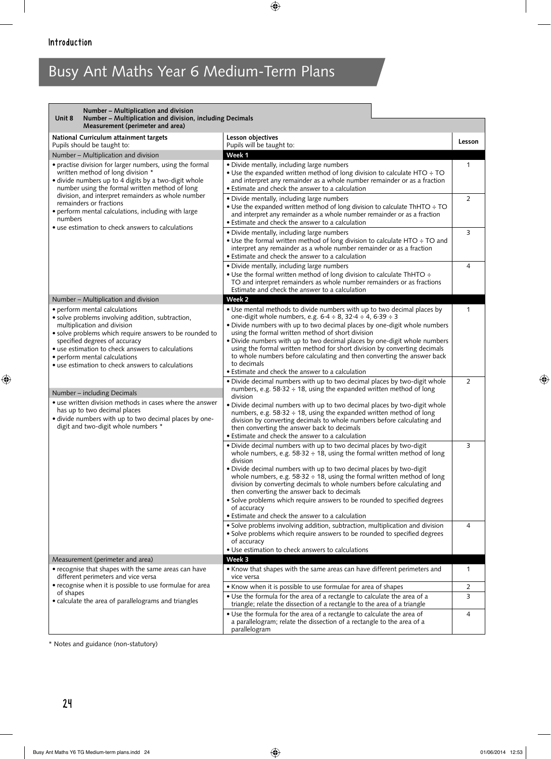## Introduction

# Busy Ant Maths Year 6 Medium-Term Plans

**Unit 8** — **Number – Multiplication and division; Number – Multiplication and division, including Decimals; Measurement (perimeter and area)**

| **National Curriculum attainment targets**<br>Pupils should be taught to: | **Lesson objectives**<br>Pupils will be taught to: | **Lesson** |
|---|---|---|
| Number – Multiplication and division | **Week 1** | |
| • practise division for larger numbers, using the formal written method of long division *<br>• divide numbers up to 4 digits by a two-digit whole number using the formal written method of long division, and interpret remainders as whole number remainders or fractions<br>• perform mental calculations, including with large numbers<br>• use estimation to check answers to calculations | • Divide mentally, including large numbers<br>• Use the expanded written method of long division to calculate HTO ÷ TO and interpret any remainder as a whole number remainder or as a fraction<br>• Estimate and check the answer to a calculation | 1 |
| | • Divide mentally, including large numbers<br>• Use the expanded written method of long division to calculate ThHTO ÷ TO and interpret any remainder as a whole number remainder or as a fraction<br>• Estimate and check the answer to a calculation | 2 |
| | • Divide mentally, including large numbers<br>• Use the formal written method of long division to calculate HTO ÷ TO and interpret any remainder as a whole number remainder or as a fraction<br>• Estimate and check the answer to a calculation | 3 |
| | • Divide mentally, including large numbers<br>• Use the formal written method of long division to calculate ThHTO ÷ TO and interpret remainders as whole number remainders or as fractions Estimate and check the answer to a calculation | 4 |
| Number – Multiplication and division | **Week 2** | |
| • perform mental calculations<br>• solve problems involving addition, subtraction, multiplication and division<br>• solve problems which require answers to be rounded to specified degrees of accuracy<br>• use estimation to check answers to calculations<br>• perform mental calculations<br>• use estimation to check answers to calculations | • Use mental methods to divide numbers with up to two decimal places by one-digit whole numbers, e.g. 6·4 ÷ 8, 32·4 ÷ 4, 6·39 ÷ 3<br>• Divide numbers with up to two decimal places by one-digit whole numbers using the formal written method of short division<br>• Divide numbers with up to two decimal places by one-digit whole numbers using the formal written method for short division by converting decimals to whole numbers before calculating and then converting the answer back to decimals<br>• Estimate and check the answer to a calculation | 1 |
| Number – including Decimals<br>• use written division methods in cases where the answer has up to two decimal places<br>• divide numbers with up to two decimal places by one-digit and two-digit whole numbers * | • Divide decimal numbers with up to two decimal places by two-digit whole numbers, e.g. 58·32 ÷ 18, using the expanded written method of long division<br>• Divide decimal numbers with up to two decimal places by two-digit whole numbers, e.g. 58·32 ÷ 18, using the expanded written method of long division by converting decimals to whole numbers before calculating and then converting the answer back to decimals<br>• Estimate and check the answer to a calculation | 2 |
| | • Divide decimal numbers with up to two decimal places by two-digit whole numbers, e.g. 58·32 ÷ 18, using the formal written method of long division<br>• Divide decimal numbers with up to two decimal places by two-digit whole numbers, e.g. 58·32 ÷ 18, using the formal written method of long division by converting decimals to whole numbers before calculating and then converting the answer back to decimals<br>• Solve problems which require answers to be rounded to specified degrees of accuracy<br>• Estimate and check the answer to a calculation | 3 |
| | • Solve problems involving addition, subtraction, multiplication and division<br>• Solve problems which require answers to be rounded to specified degrees of accuracy<br>• Use estimation to check answers to calculations | 4 |
| Measurement (perimeter and area) | **Week 3** | |
| • recognise that shapes with the same areas can have different perimeters and vice versa<br>• recognise when it is possible to use formulae for area of shapes<br>• calculate the area of parallelograms and triangles | • Know that shapes with the same areas can have different perimeters and vice versa | 1 |
| | • Know when it is possible to use formulae for area of shapes | 2 |
| | • Use the formula for the area of a rectangle to calculate the area of a triangle; relate the dissection of a rectangle to the area of a triangle | 3 |
| | • Use the formula for the area of a rectangle to calculate the area of a parallelogram; relate the dissection of a rectangle to the area of a parallelogram | 4 |

\* Notes and guidance (non-statutory)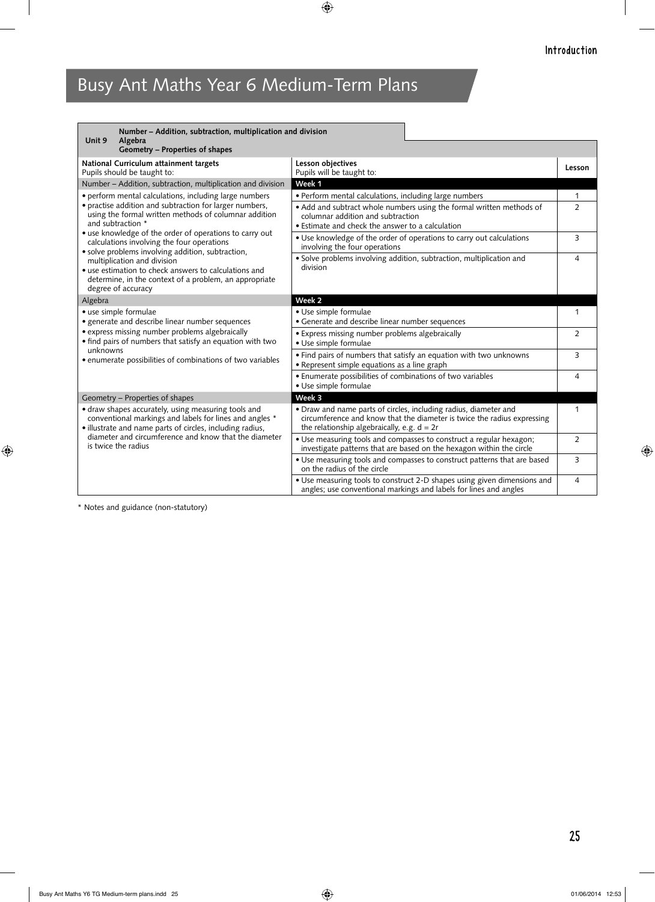# Busy Ant Maths Year 6 Medium-Term Plans

| Unit 9 | Number – Addition, subtraction, multiplication and division<br>Algebra<br>Geometry – Properties of shapes | |
|---|---|---|
| **National Curriculum attainment targets**<br>Pupils should be taught to: | **Lesson objectives**<br>Pupils will be taught to: | **Lesson** |
| Number – Addition, subtraction, multiplication and division | **Week 1** | |
| • perform mental calculations, including large numbers<br>• practise addition and subtraction for larger numbers, using the formal written methods of columnar addition and subtraction *<br>• use knowledge of the order of operations to carry out calculations involving the four operations<br>• solve problems involving addition, subtraction, multiplication and division<br>• use estimation to check answers to calculations and determine, in the context of a problem, an appropriate degree of accuracy | • Perform mental calculations, including large numbers | 1 |
| | • Add and subtract whole numbers using the formal written methods of columnar addition and subtraction<br>• Estimate and check the answer to a calculation | 2 |
| | • Use knowledge of the order of operations to carry out calculations involving the four operations | 3 |
| | • Solve problems involving addition, subtraction, multiplication and division | 4 |
| Algebra | **Week 2** | |
| • use simple formulae<br>• generate and describe linear number sequences<br>• express missing number problems algebraically<br>• find pairs of numbers that satisfy an equation with two unknowns<br>• enumerate possibilities of combinations of two variables | • Use simple formulae<br>• Generate and describe linear number sequences | 1 |
| | • Express missing number problems algebraically<br>• Use simple formulae | 2 |
| | • Find pairs of numbers that satisfy an equation with two unknowns<br>• Represent simple equations as a line graph | 3 |
| | • Enumerate possibilities of combinations of two variables<br>• Use simple formulae | 4 |
| Geometry – Properties of shapes | **Week 3** | |
| • draw shapes accurately, using measuring tools and conventional markings and labels for lines and angles *<br>• illustrate and name parts of circles, including radius, diameter and circumference and know that the diameter is twice the radius | • Draw and name parts of circles, including radius, diameter and circumference and know that the diameter is twice the radius expressing the relationship algebraically, e.g. $d = 2r$ | 1 |
| | • Use measuring tools and compasses to construct a regular hexagon; investigate patterns that are based on the hexagon within the circle | 2 |
| | • Use measuring tools and compasses to construct patterns that are based on the radius of the circle | 3 |
| | • Use measuring tools to construct 2-D shapes using given dimensions and angles; use conventional markings and labels for lines and angles | 4 |

* Notes and guidance (non-statutory)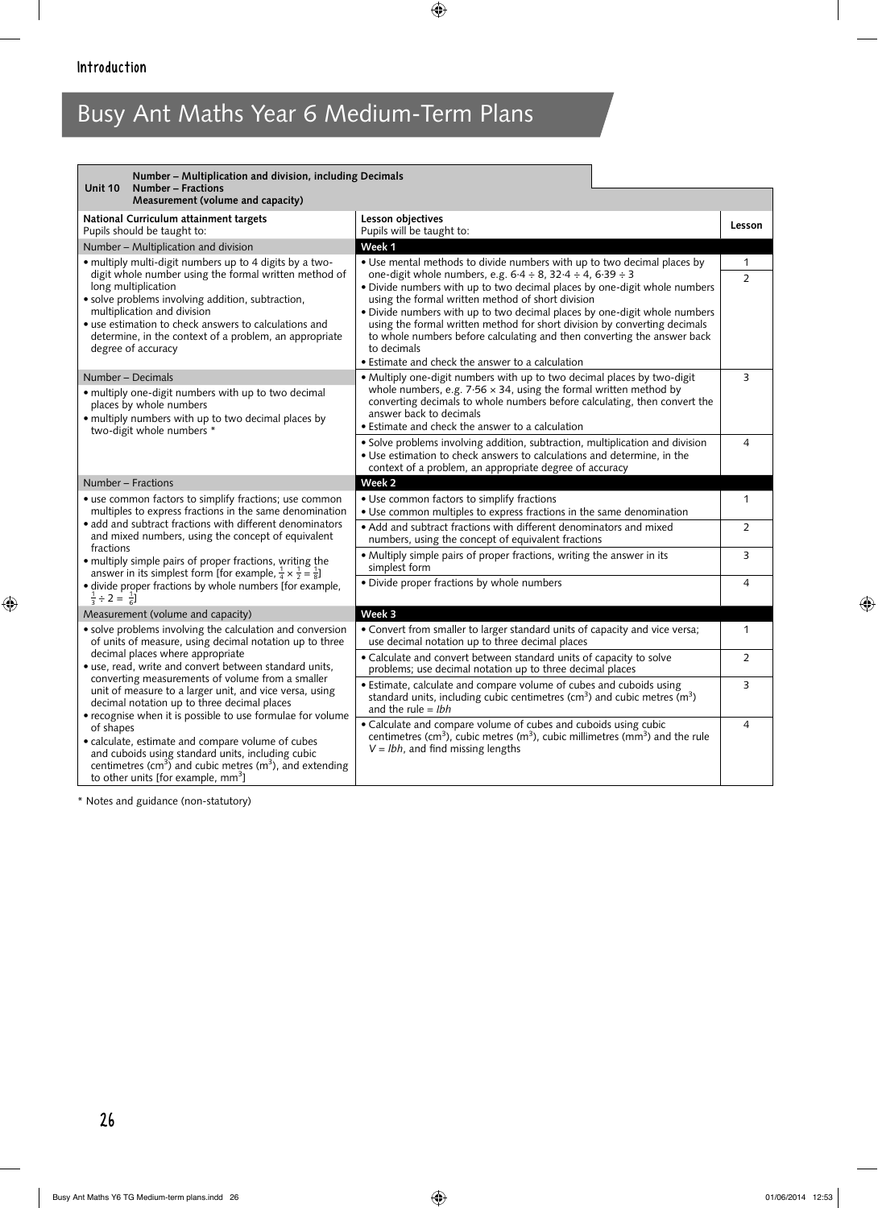# Busy Ant Maths Year 6 Medium-Term Plans

| Unit 10 | Number – Multiplication and division, including Decimals<br>Number – Fractions<br>Measurement (volume and capacity) | |
|---|---|---|
| **National Curriculum attainment targets**<br>Pupils should be taught to: | **Lesson objectives**<br>Pupils will be taught to: | **Lesson** |
| Number – Multiplication and division | **Week 1** | |
| • multiply multi-digit numbers up to 4 digits by a two-digit whole number using the formal written method of long multiplication<br>• solve problems involving addition, subtraction, multiplication and division<br>• use estimation to check answers to calculations and determine, in the context of a problem, an appropriate degree of accuracy | • Use mental methods to divide numbers with up to two decimal places by one-digit whole numbers, e.g. 6·4 ÷ 8, 32·4 ÷ 4, 6·39 ÷ 3 | 1 |
| | • Divide numbers with up to two decimal places by one-digit whole numbers using the formal written method of short division<br>• Divide numbers with up to two decimal places by one-digit whole numbers using the formal written method for short division by converting decimals to whole numbers before calculating and then converting the answer back to decimals<br>• Estimate and check the answer to a calculation | 2 |
| Number – Decimals<br>• multiply one-digit numbers with up to two decimal places by whole numbers<br>• multiply numbers with up to two decimal places by two-digit whole numbers * | • Multiply one-digit numbers with up to two decimal places by two-digit whole numbers, e.g. 7·56 × 34, using the formal written method by converting decimals to whole numbers before calculating, then convert the answer back to decimals<br>• Estimate and check the answer to a calculation | 3 |
| | • Solve problems involving addition, subtraction, multiplication and division<br>• Use estimation to check answers to calculations and determine, in the context of a problem, an appropriate degree of accuracy | 4 |
| Number – Fractions | **Week 2** | |
| • use common factors to simplify fractions; use common multiples to express fractions in the same denomination<br>• add and subtract fractions with different denominators and mixed numbers, using the concept of equivalent fractions<br>• multiply simple pairs of proper fractions, writing the answer in its simplest form [for example, $\frac{1}{4} \times \frac{1}{2} = \frac{1}{8}$]<br>• divide proper fractions by whole numbers [for example, $\frac{1}{3} \div 2 = \frac{1}{6}$] | • Use common factors to simplify fractions<br>• Use common multiples to express fractions in the same denomination | 1 |
| | • Add and subtract fractions with different denominators and mixed numbers, using the concept of equivalent fractions | 2 |
| | • Multiply simple pairs of proper fractions, writing the answer in its simplest form | 3 |
| | • Divide proper fractions by whole numbers | 4 |
| Measurement (volume and capacity) | **Week 3** | |
| • solve problems involving the calculation and conversion of units of measure, using decimal notation up to three decimal places where appropriate<br>• use, read, write and convert between standard units, converting measurements of volume from a smaller unit of measure to a larger unit, and vice versa, using decimal notation up to three decimal places<br>• recognise when it is possible to use formulae for volume of shapes<br>• calculate, estimate and compare volume of cubes and cuboids using standard units, including cubic centimetres (cm³) and cubic metres (m³), and extending to other units [for example, mm³] | • Convert from smaller to larger standard units of capacity and vice versa; use decimal notation up to three decimal places | 1 |
| | • Calculate and convert between standard units of capacity to solve problems; use decimal notation up to three decimal places | 2 |
| | • Estimate, calculate and compare volume of cubes and cuboids using standard units, including cubic centimetres (cm³) and cubic metres (m³) and the rule = *lbh* | 3 |
| | • Calculate and compare volume of cubes and cuboids using cubic centimetres (cm³), cubic metres (m³), cubic millimetres (mm³) and the rule $V = lbh$, and find missing lengths | 4 |

\* Notes and guidance (non-statutory)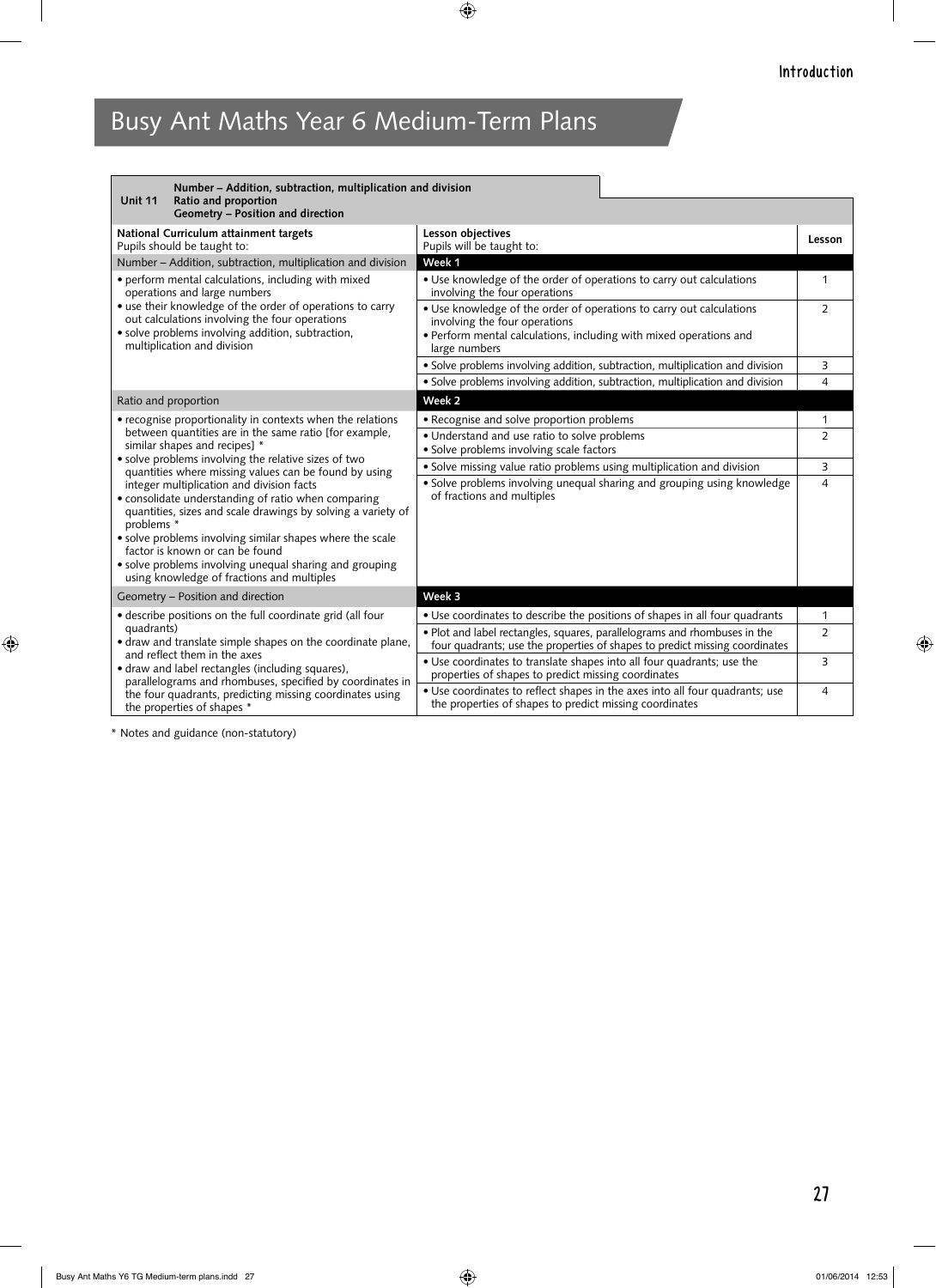# Busy Ant Maths Year 6 Medium-Term Plans

**Unit 11** — **Number – Addition, subtraction, multiplication and division**
**Ratio and proportion**
**Geometry – Position and direction**

| **National Curriculum attainment targets**<br>Pupils should be taught to: | **Lesson objectives**<br>Pupils will be taught to: | **Lesson** |
|---|---|---|
| Number – Addition, subtraction, multiplication and division | **Week 1** | |
| • perform mental calculations, including with mixed operations and large numbers<br>• use their knowledge of the order of operations to carry out calculations involving the four operations<br>• solve problems involving addition, subtraction, multiplication and division | • Use knowledge of the order of operations to carry out calculations involving the four operations | 1 |
| | • Use knowledge of the order of operations to carry out calculations involving the four operations<br>• Perform mental calculations, including with mixed operations and large numbers | 2 |
| | • Solve problems involving addition, subtraction, multiplication and division | 3 |
| | • Solve problems involving addition, subtraction, multiplication and division | 4 |
| Ratio and proportion | **Week 2** | |
| • recognise proportionality in contexts when the relations between quantities are in the same ratio [for example, similar shapes and recipes] *<br>• solve problems involving the relative sizes of two quantities where missing values can be found by using integer multiplication and division facts<br>• consolidate understanding of ratio when comparing quantities, sizes and scale drawings by solving a variety of problems *<br>• solve problems involving similar shapes where the scale factor is known or can be found<br>• solve problems involving unequal sharing and grouping using knowledge of fractions and multiples | • Recognise and solve proportion problems | 1 |
| | • Understand and use ratio to solve problems<br>• Solve problems involving scale factors | 2 |
| | • Solve missing value ratio problems using multiplication and division | 3 |
| | • Solve problems involving unequal sharing and grouping using knowledge of fractions and multiples | 4 |
| Geometry – Position and direction | **Week 3** | |
| • describe positions on the full coordinate grid (all four quadrants)<br>• draw and translate simple shapes on the coordinate plane, and reflect them in the axes<br>• draw and label rectangles (including squares), parallelograms and rhombuses, specified by coordinates in the four quadrants, predicting missing coordinates using the properties of shapes * | • Use coordinates to describe the positions of shapes in all four quadrants | 1 |
| | • Plot and label rectangles, squares, parallelograms and rhombuses in the four quadrants; use the properties of shapes to predict missing coordinates | 2 |
| | • Use coordinates to translate shapes into all four quadrants; use the properties of shapes to predict missing coordinates | 3 |
| | • Use coordinates to reflect shapes in the axes into all four quadrants; use the properties of shapes to predict missing coordinates | 4 |

* Notes and guidance (non-statutory)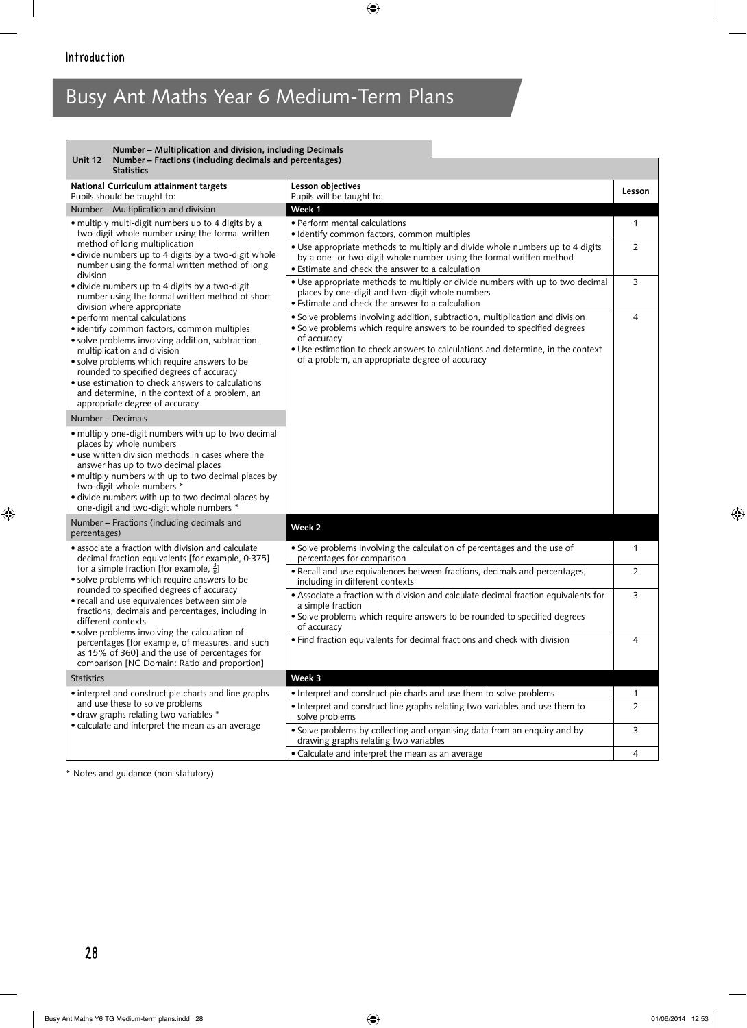Introduction

# Busy Ant Maths Year 6 Medium-Term Plans

| Unit 12 | Number – Multiplication and division, including Decimals<br>Number – Fractions (including decimals and percentages)<br>Statistics | |
|---|---|---|
| **National Curriculum attainment targets**<br>Pupils should be taught to: | **Lesson objectives**<br>Pupils will be taught to: | **Lesson** |
| Number – Multiplication and division | **Week 1** | |
| • multiply multi-digit numbers up to 4 digits by a two-digit whole number using the formal written method of long multiplication<br>• divide numbers up to 4 digits by a two-digit whole number using the formal written method of long division<br>• divide numbers up to 4 digits by a two-digit number using the formal written method of short division where appropriate<br>• perform mental calculations<br>• identify common factors, common multiples<br>• solve problems involving addition, subtraction, multiplication and division<br>• solve problems which require answers to be rounded to specified degrees of accuracy<br>• use estimation to check answers to calculations and determine, in the context of a problem, an appropriate degree of accuracy | • Perform mental calculations<br>• Identify common factors, common multiples | 1 |
| | • Use appropriate methods to multiply and divide whole numbers up to 4 digits by a one- or two-digit whole number using the formal written method<br>• Estimate and check the answer to a calculation | 2 |
| | • Use appropriate methods to multiply or divide numbers with up to two decimal places by one-digit and two-digit whole numbers<br>• Estimate and check the answer to a calculation | 3 |
| | • Solve problems involving addition, subtraction, multiplication and division<br>• Solve problems which require answers to be rounded to specified degrees of accuracy<br>• Use estimation to check answers to calculations and determine, in the context of a problem, an appropriate degree of accuracy | 4 |
| Number – Decimals | | |
| • multiply one-digit numbers with up to two decimal places by whole numbers<br>• use written division methods in cases where the answer has up to two decimal places<br>• multiply numbers with up to two decimal places by two-digit whole numbers *<br>• divide numbers with up to two decimal places by one-digit and two-digit whole numbers * | | |
| Number – Fractions (including decimals and percentages) | **Week 2** | |
| • associate a fraction with division and calculate decimal fraction equivalents [for example, 0·375] for a simple fraction [for example, $\frac{3}{8}$]<br>• solve problems which require answers to be rounded to specified degrees of accuracy<br>• recall and use equivalences between simple fractions, decimals and percentages, including in different contexts<br>• solve problems involving the calculation of percentages [for example, of measures, and such as 15% of 360] and the use of percentages for comparison [NC Domain: Ratio and proportion] | • Solve problems involving the calculation of percentages and the use of percentages for comparison | 1 |
| | • Recall and use equivalences between fractions, decimals and percentages, including in different contexts | 2 |
| | • Associate a fraction with division and calculate decimal fraction equivalents for a simple fraction<br>• Solve problems which require answers to be rounded to specified degrees of accuracy | 3 |
| | • Find fraction equivalents for decimal fractions and check with division | 4 |
| Statistics | **Week 3** | |
| • interpret and construct pie charts and line graphs and use these to solve problems<br>• draw graphs relating two variables *<br>• calculate and interpret the mean as an average | • Interpret and construct pie charts and use them to solve problems | 1 |
| | • Interpret and construct line graphs relating two variables and use them to solve problems | 2 |
| | • Solve problems by collecting and organising data from an enquiry and by drawing graphs relating two variables | 3 |
| | • Calculate and interpret the mean as an average | 4 |

* Notes and guidance (non-statutory)